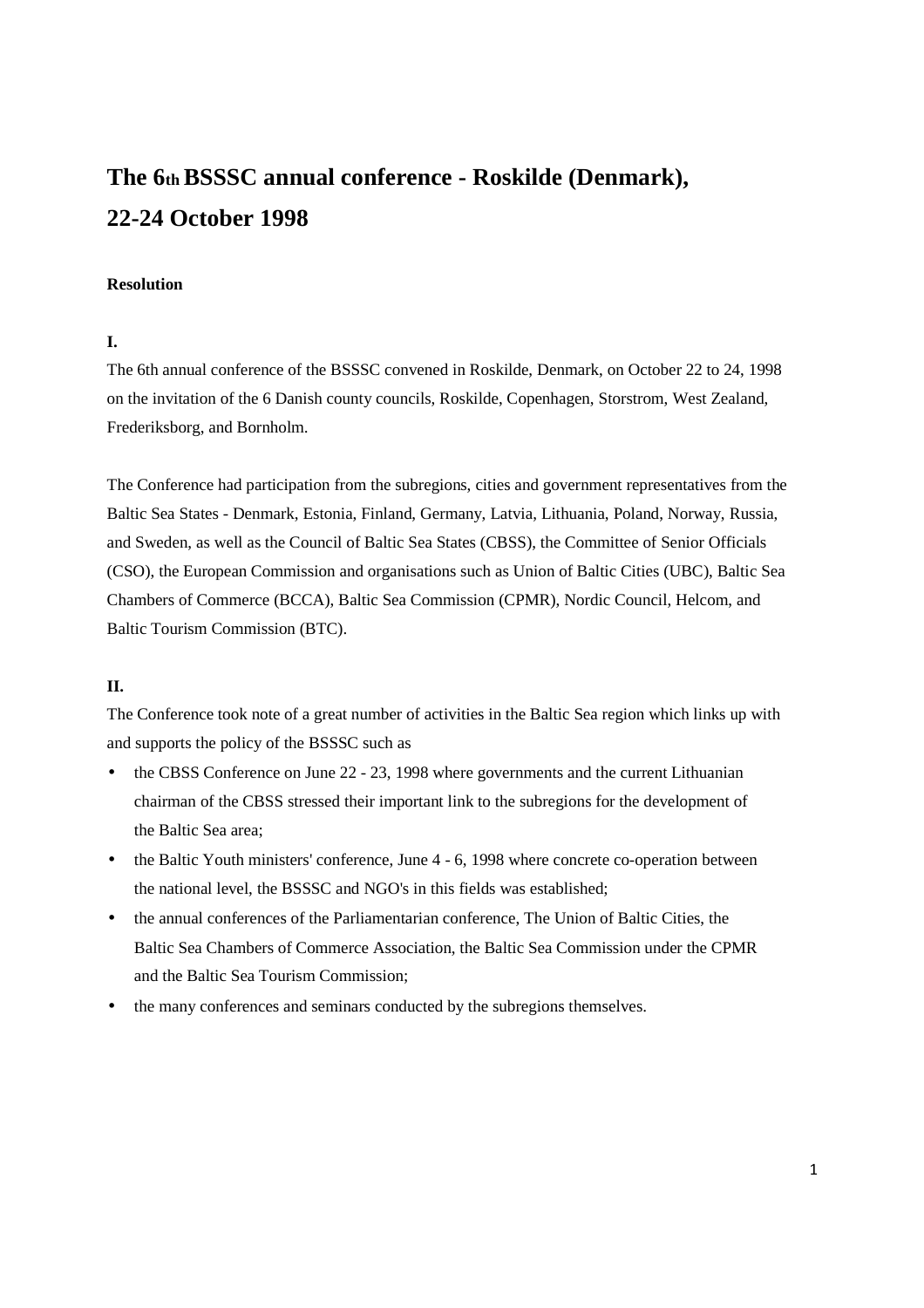# The 6th BSSSC annual conference - Roskilde (Denmark), 22-24 October 1998

**Resolution**

**I.**

The 6th annual conference of the BSSSC convened in Roskilde, Denmark, on October 22 to 24, 1998 on the invitation of the 6 Danish county councils, Roskilde, Copenhagen, Storstrom, West Zealand, Frederiksborg, and Bornholm.

The Conference had participation from the subregions, cities and government representatives from the Baltic Sea States - Denmark, Estonia, Finland, Germany, Latvia, Lithuania, Poland, Norway, Russia, and Sweden, as well as the Council of Baltic Sea States (CBSS), the Committee of Senior Officials (CSO), the European Commission and organisations such as Union of Baltic Cities (UBC), Baltic Sea Chambers of Commerce (BCCA), Baltic Sea Commission (CPMR), Nordic Council, Helcom, and Baltic Tourism Commission (BTC).

**II.**

The Conference took note of a great number of activities in the Baltic Sea region which links up with and supports the policy of the BSSSC such as

- the CBSS Conference on June 22 - 23, 1998 where governments and the current Lithuanian chairman of the CBSS stressed their important link to the subregions for the development of the Baltic Sea area;
- the Baltic Youth ministers' conference, June 4 - 6, 1998 where concrete co-operation between the national level, the BSSSC and NGO's in this fields was established;
- the annual conferences of the Parliamentarian conference, The Union of Baltic Cities, the Baltic Sea Chambers of Commerce Association, the Baltic Sea Commission under the CPMR and the Baltic Sea Tourism Commission;
- the many conferences and seminars conducted by the subregions themselves.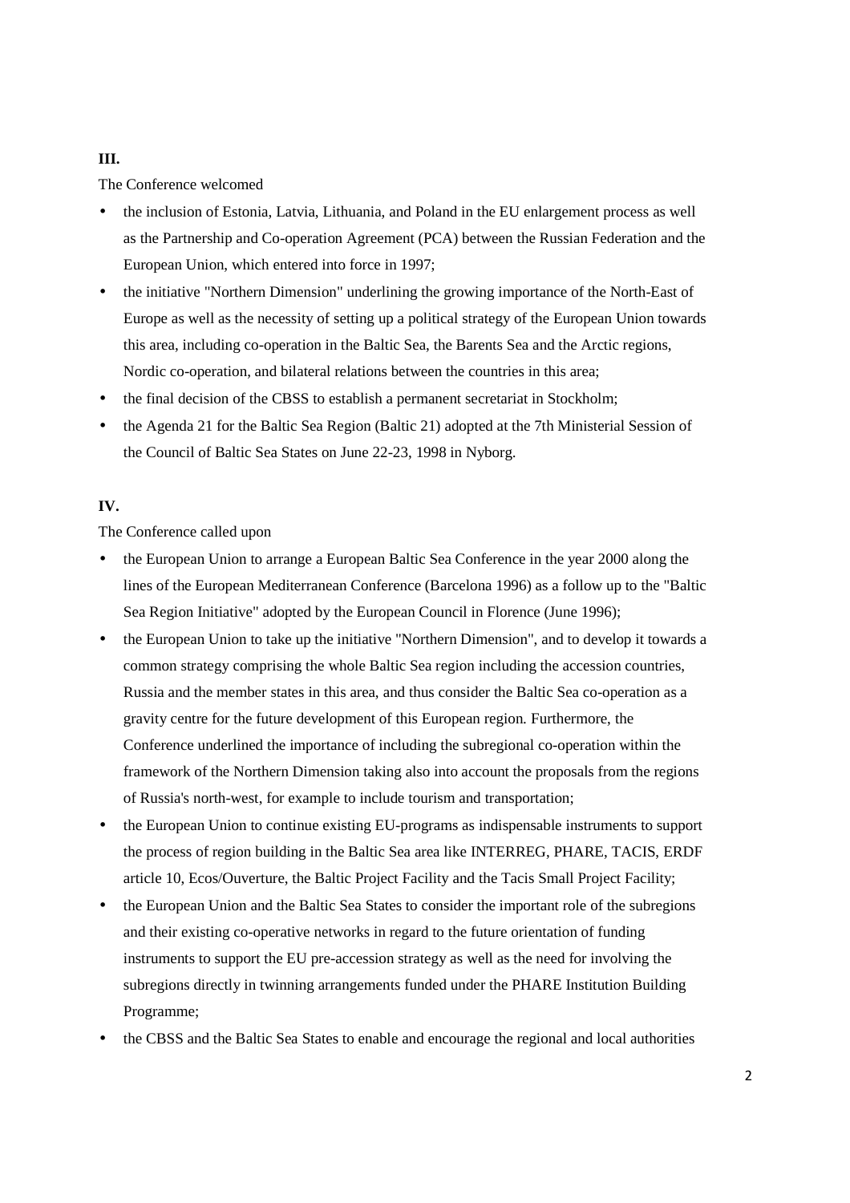**III.**

The Conference welcomed

- the inclusion of Estonia, Latvia, Lithuania, and Poland in the EU enlargement process as well as the Partnership and Co-operation Agreement (PCA) between the Russian Federation and the European Union, which entered into force in 1997;
- the initiative "Northern Dimension" underlining the growing importance of the North-East of Europe as well as the necessity of setting up a political strategy of the European Union towards this area, including co-operation in the Baltic Sea, the Barents Sea and the Arctic regions, Nordic co-operation, and bilateral relations between the countries in this area;
- the final decision of the CBSS to establish a permanent secretariat in Stockholm;
- the Agenda 21 for the Baltic Sea Region (Baltic 21) adopted at the 7th Ministerial Session of the Council of Baltic Sea States on June 22-23, 1998 in Nyborg.

**IV.**

The Conference called upon

- the European Union to arrange a European Baltic Sea Conference in the year 2000 along the lines of the European Mediterranean Conference (Barcelona 1996) as a follow up to the "Baltic Sea Region Initiative" adopted by the European Council in Florence (June 1996);
- the European Union to take up the initiative "Northern Dimension", and to develop it towards a common strategy comprising the whole Baltic Sea region including the accession countries, Russia and the member states in this area, and thus consider the Baltic Sea co-operation as a gravity centre for the future development of this European region. Furthermore, the Conference underlined the importance of including the subregional co-operation within the framework of the Northern Dimension taking also into account the proposals from the regions of Russia's north-west, for example to include tourism and transportation;
- the European Union to continue existing EU-programs as indispensable instruments to support the process of region building in the Baltic Sea area like INTERREG, PHARE, TACIS, ERDF article 10, Ecos/Ouverture, the Baltic Project Facility and the Tacis Small Project Facility;
- the European Union and the Baltic Sea States to consider the important role of the subregions and their existing co-operative networks in regard to the future orientation of funding instruments to support the EU pre-accession strategy as well as the need for involving the subregions directly in twinning arrangements funded under the PHARE Institution Building Programme;
- the CBSS and the Baltic Sea States to enable and encourage the regional and local authorities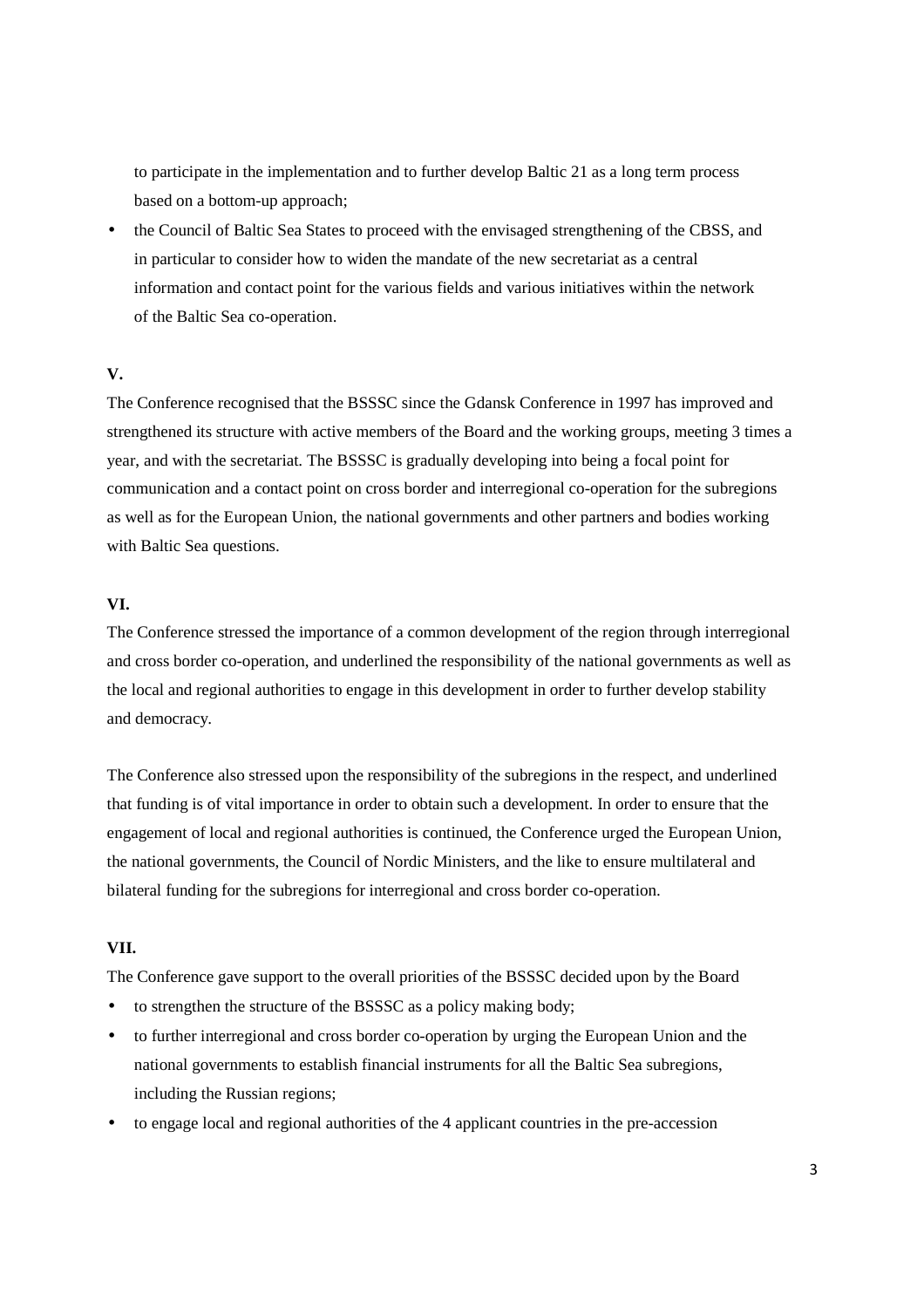to participate in the implementation and to further develop Baltic 21 as a long term process based on a bottom-up approach;

- the Council of Baltic Sea States to proceed with the envisaged strengthening of the CBSS, and in particular to consider how to widen the mandate of the new secretariat as a central information and contact point for the various fields and various initiatives within the network of the Baltic Sea co-operation.

**V.**

The Conference recognised that the BSSSC since the Gdansk Conference in 1997 has improved and strengthened its structure with active members of the Board and the working groups, meeting 3 times a year, and with the secretariat. The BSSSC is gradually developing into being a focal point for communication and a contact point on cross border and interregional co-operation for the subregions as well as for the European Union, the national governments and other partners and bodies working with Baltic Sea questions.

**VI.**

The Conference stressed the importance of a common development of the region through interregional and cross border co-operation, and underlined the responsibility of the national governments as well as the local and regional authorities to engage in this development in order to further develop stability and democracy.

The Conference also stressed upon the responsibility of the subregions in the respect, and underlined that funding is of vital importance in order to obtain such a development. In order to ensure that the engagement of local and regional authorities is continued, the Conference urged the European Union, the national governments, the Council of Nordic Ministers, and the like to ensure multilateral and bilateral funding for the subregions for interregional and cross border co-operation.

**VII.**

The Conference gave support to the overall priorities of the BSSSC decided upon by the Board

- to strengthen the structure of the BSSSC as a policy making body;
- to further interregional and cross border co-operation by urging the European Union and the national governments to establish financial instruments for all the Baltic Sea subregions, including the Russian regions;
- to engage local and regional authorities of the 4 applicant countries in the pre-accession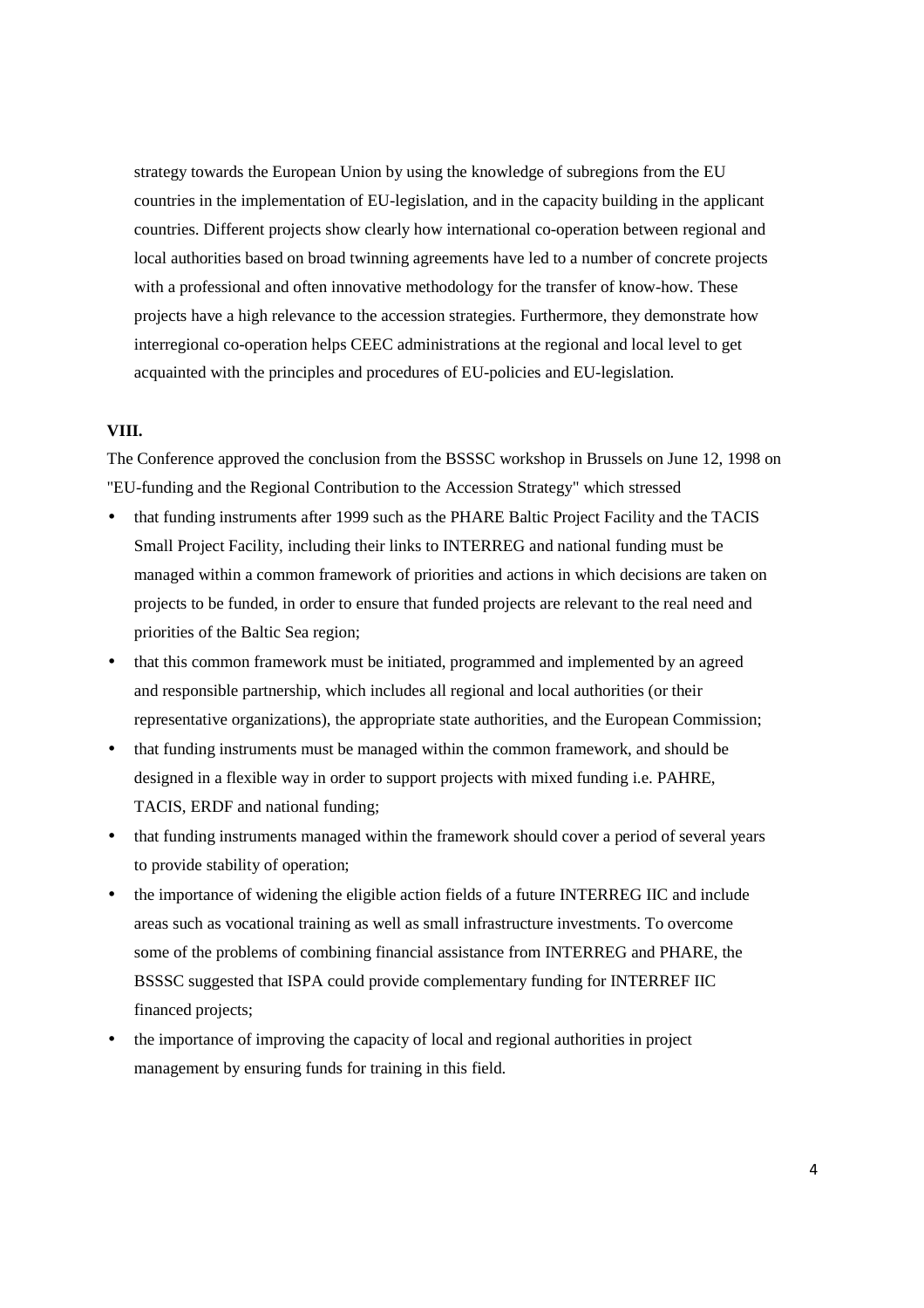strategy towards the European Union by using the knowledge of subregions from the EU countries in the implementation of EU-legislation, and in the capacity building in the applicant countries. Different projects show clearly how international co-operation between regional and local authorities based on broad twinning agreements have led to a number of concrete projects with a professional and often innovative methodology for the transfer of know-how. These projects have a high relevance to the accession strategies. Furthermore, they demonstrate how interregional co-operation helps CEEC administrations at the regional and local level to get acquainted with the principles and procedures of EU-policies and EU-legislation.

**VIII.**

The Conference approved the conclusion from the BSSSC workshop in Brussels on June 12, 1998 on "EU-funding and the Regional Contribution to the Accession Strategy" which stressed

- that funding instruments after 1999 such as the PHARE Baltic Project Facility and the TACIS Small Project Facility, including their links to INTERREG and national funding must be managed within a common framework of priorities and actions in which decisions are taken on projects to be funded, in order to ensure that funded projects are relevant to the real need and priorities of the Baltic Sea region;
- that this common framework must be initiated, programmed and implemented by an agreed and responsible partnership, which includes all regional and local authorities (or their representative organizations), the appropriate state authorities, and the European Commission;
- that funding instruments must be managed within the common framework, and should be designed in a flexible way in order to support projects with mixed funding i.e. PAHRE, TACIS, ERDF and national funding;
- that funding instruments managed within the framework should cover a period of several years to provide stability of operation;
- the importance of widening the eligible action fields of a future INTERREG IIC and include areas such as vocational training as well as small infrastructure investments. To overcome some of the problems of combining financial assistance from INTERREG and PHARE, the BSSSC suggested that ISPA could provide complementary funding for INTERREF IIC financed projects;
- the importance of improving the capacity of local and regional authorities in project management by ensuring funds for training in this field.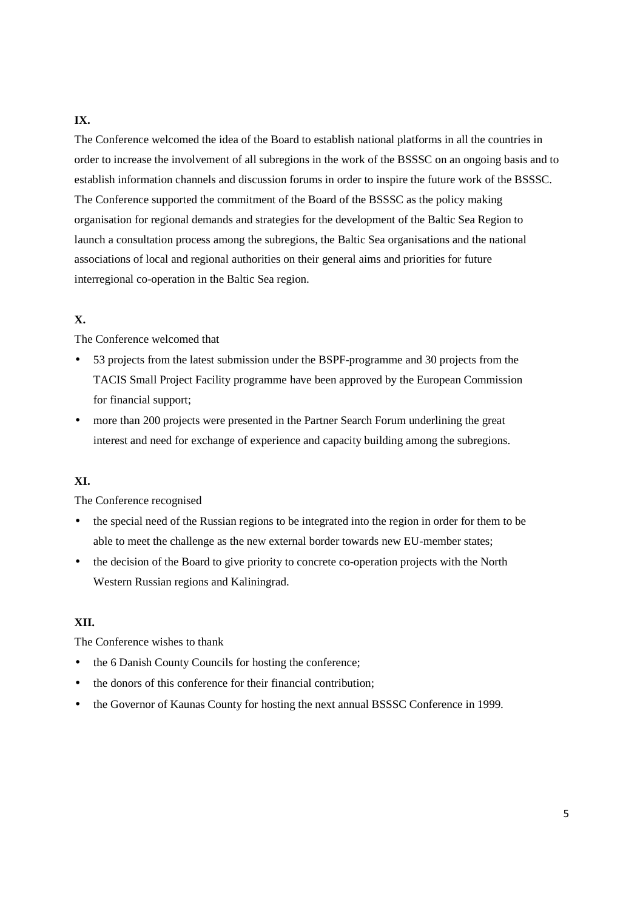**IX.**

The Conference welcomed the idea of the Board to establish national platforms in all the countries in order to increase the involvement of all subregions in the work of the BSSSC on an ongoing basis and to establish information channels and discussion forums in order to inspire the future work of the BSSSC. The Conference supported the commitment of the Board of the BSSSC as the policy making organisation for regional demands and strategies for the development of the Baltic Sea Region to launch a consultation process among the subregions, the Baltic Sea organisations and the national associations of local and regional authorities on their general aims and priorities for future interregional co-operation in the Baltic Sea region.

**X.**

The Conference welcomed that

- 53 projects from the latest submission under the BSPF-programme and 30 projects from the TACIS Small Project Facility programme have been approved by the European Commission for financial support;
- more than 200 projects were presented in the Partner Search Forum underlining the great interest and need for exchange of experience and capacity building among the subregions.

**XI.**

The Conference recognised

- the special need of the Russian regions to be integrated into the region in order for them to be able to meet the challenge as the new external border towards new EU-member states;
- the decision of the Board to give priority to concrete co-operation projects with the North Western Russian regions and Kaliningrad.

**XII.**

The Conference wishes to thank

- the 6 Danish County Councils for hosting the conference;
- the donors of this conference for their financial contribution;
- the Governor of Kaunas County for hosting the next annual BSSSC Conference in 1999.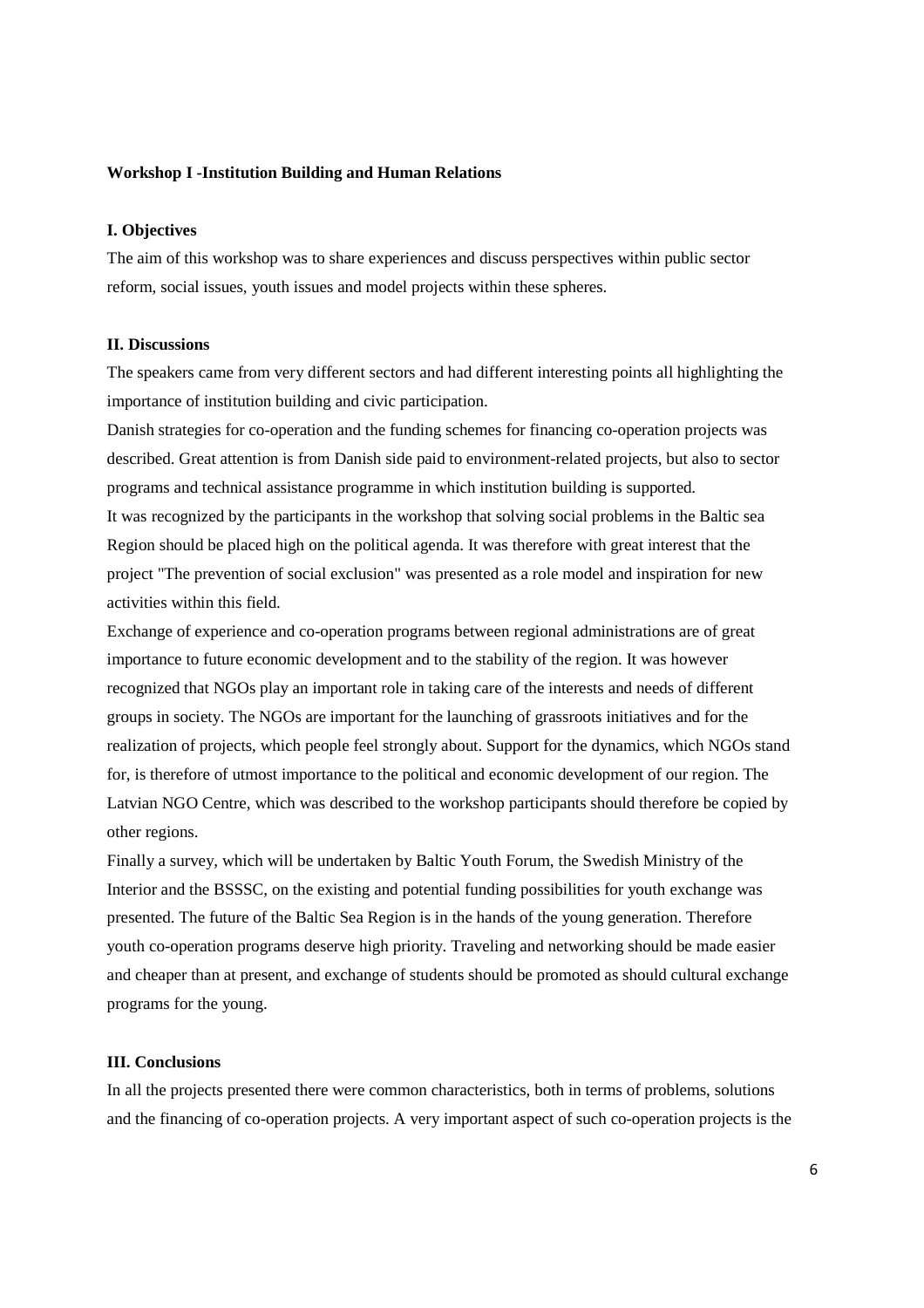## Workshop I -Institution Building and Human Relations

### I. Objectives

The aim of this workshop was to share experiences and discuss perspectives within public sector reform, social issues, youth issues and model projects within these spheres.

### II. Discussions

The speakers came from very different sectors and had different interesting points all highlighting the importance of institution building and civic participation.

Danish strategies for co-operation and the funding schemes for financing co-operation projects was described. Great attention is from Danish side paid to environment-related projects, but also to sector programs and technical assistance programme in which institution building is supported.

It was recognized by the participants in the workshop that solving social problems in the Baltic sea Region should be placed high on the political agenda. It was therefore with great interest that the project "The prevention of social exclusion" was presented as a role model and inspiration for new activities within this field.

Exchange of experience and co-operation programs between regional administrations are of great importance to future economic development and to the stability of the region. It was however recognized that NGOs play an important role in taking care of the interests and needs of different groups in society. The NGOs are important for the launching of grassroots initiatives and for the realization of projects, which people feel strongly about. Support for the dynamics, which NGOs stand for, is therefore of utmost importance to the political and economic development of our region. The Latvian NGO Centre, which was described to the workshop participants should therefore be copied by other regions.

Finally a survey, which will be undertaken by Baltic Youth Forum, the Swedish Ministry of the Interior and the BSSSC, on the existing and potential funding possibilities for youth exchange was presented. The future of the Baltic Sea Region is in the hands of the young generation. Therefore youth co-operation programs deserve high priority. Traveling and networking should be made easier and cheaper than at present, and exchange of students should be promoted as should cultural exchange programs for the young.

### III. Conclusions

In all the projects presented there were common characteristics, both in terms of problems, solutions and the financing of co-operation projects. A very important aspect of such co-operation projects is the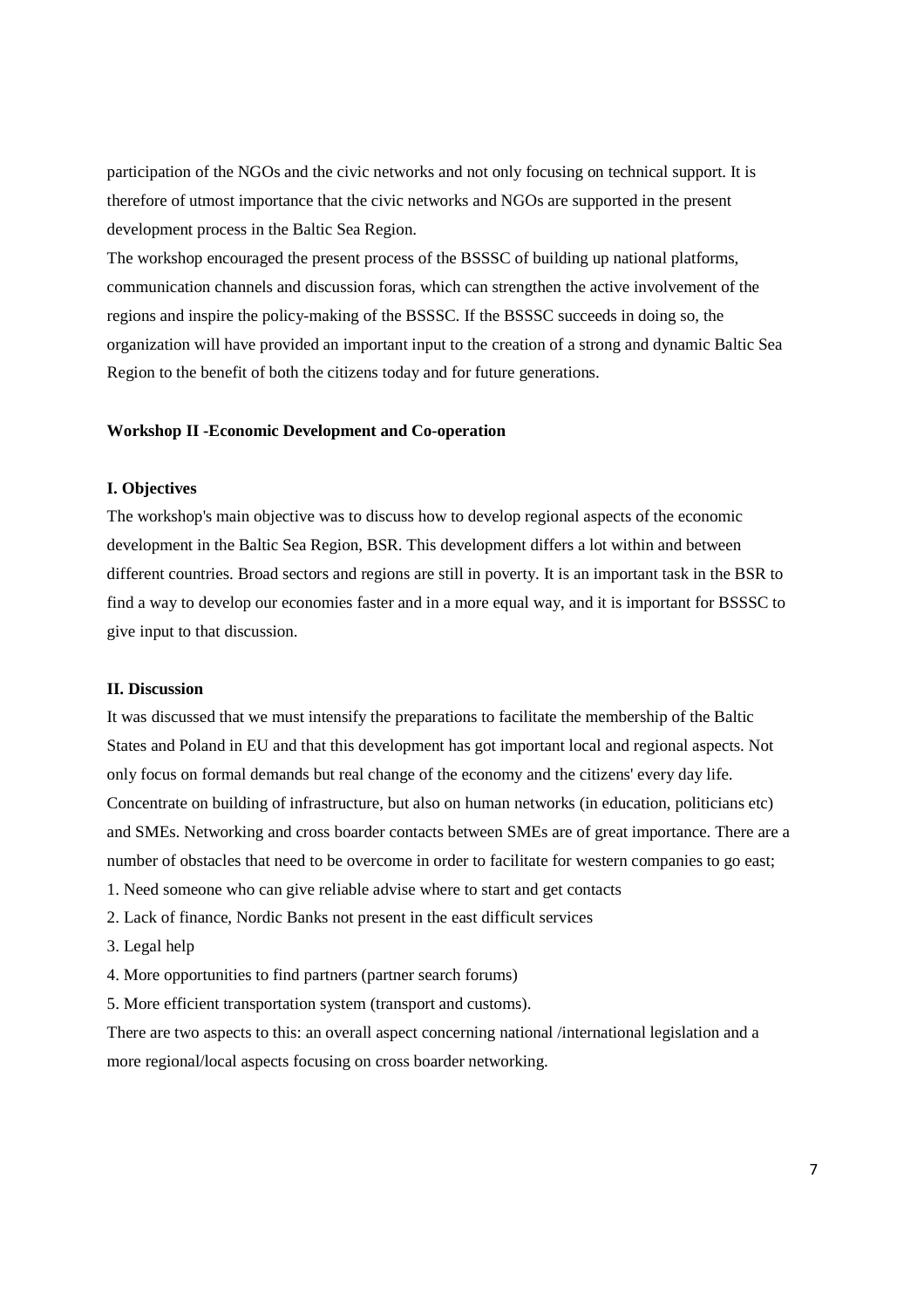participation of the NGOs and the civic networks and not only focusing on technical support. It is therefore of utmost importance that the civic networks and NGOs are supported in the present development process in the Baltic Sea Region.

The workshop encouraged the present process of the BSSSC of building up national platforms, communication channels and discussion foras, which can strengthen the active involvement of the regions and inspire the policy-making of the BSSSC. If the BSSSC succeeds in doing so, the organization will have provided an important input to the creation of a strong and dynamic Baltic Sea Region to the benefit of both the citizens today and for future generations.

**Workshop II -Economic Development and Co-operation**

**I. Objectives**

The workshop's main objective was to discuss how to develop regional aspects of the economic development in the Baltic Sea Region, BSR. This development differs a lot within and between different countries. Broad sectors and regions are still in poverty. It is an important task in the BSR to find a way to develop our economies faster and in a more equal way, and it is important for BSSSC to give input to that discussion.

**II. Discussion**

It was discussed that we must intensify the preparations to facilitate the membership of the Baltic States and Poland in EU and that this development has got important local and regional aspects. Not only focus on formal demands but real change of the economy and the citizens' every day life. Concentrate on building of infrastructure, but also on human networks (in education, politicians etc) and SMEs. Networking and cross boarder contacts between SMEs are of great importance. There are a number of obstacles that need to be overcome in order to facilitate for western companies to go east;

1. Need someone who can give reliable advise where to start and get contacts
2. Lack of finance, Nordic Banks not present in the east difficult services
3. Legal help
4. More opportunities to find partners (partner search forums)
5. More efficient transportation system (transport and customs).

There are two aspects to this: an overall aspect concerning national /international legislation and a more regional/local aspects focusing on cross boarder networking.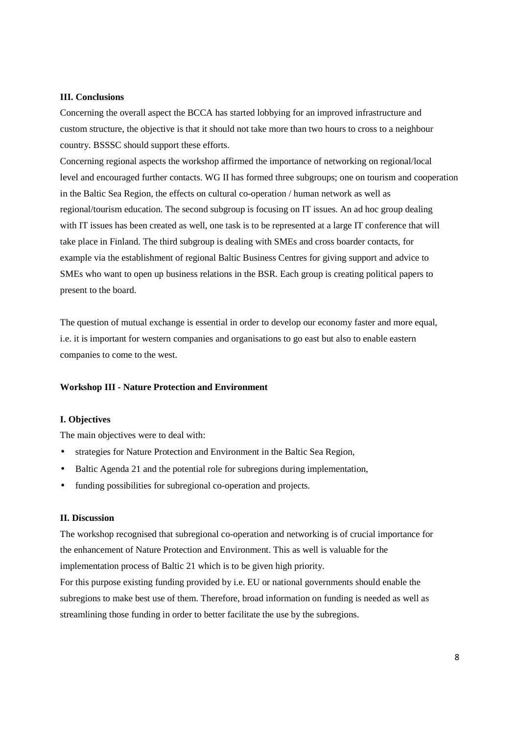**III. Conclusions**

Concerning the overall aspect the BCCA has started lobbying for an improved infrastructure and custom structure, the objective is that it should not take more than two hours to cross to a neighbour country. BSSSC should support these efforts.

Concerning regional aspects the workshop affirmed the importance of networking on regional/local level and encouraged further contacts. WG II has formed three subgroups; one on tourism and cooperation in the Baltic Sea Region, the effects on cultural co-operation / human network as well as regional/tourism education. The second subgroup is focusing on IT issues. An ad hoc group dealing with IT issues has been created as well, one task is to be represented at a large IT conference that will take place in Finland. The third subgroup is dealing with SMEs and cross boarder contacts, for example via the establishment of regional Baltic Business Centres for giving support and advice to SMEs who want to open up business relations in the BSR. Each group is creating political papers to present to the board.

The question of mutual exchange is essential in order to develop our economy faster and more equal, i.e. it is important for western companies and organisations to go east but also to enable eastern companies to come to the west.

**Workshop III - Nature Protection and Environment**

**I. Objectives**

The main objectives were to deal with:

- strategies for Nature Protection and Environment in the Baltic Sea Region,
- Baltic Agenda 21 and the potential role for subregions during implementation,
- funding possibilities for subregional co-operation and projects.

**II. Discussion**

The workshop recognised that subregional co-operation and networking is of crucial importance for the enhancement of Nature Protection and Environment. This as well is valuable for the implementation process of Baltic 21 which is to be given high priority.

For this purpose existing funding provided by i.e. EU or national governments should enable the subregions to make best use of them. Therefore, broad information on funding is needed as well as streamlining those funding in order to better facilitate the use by the subregions.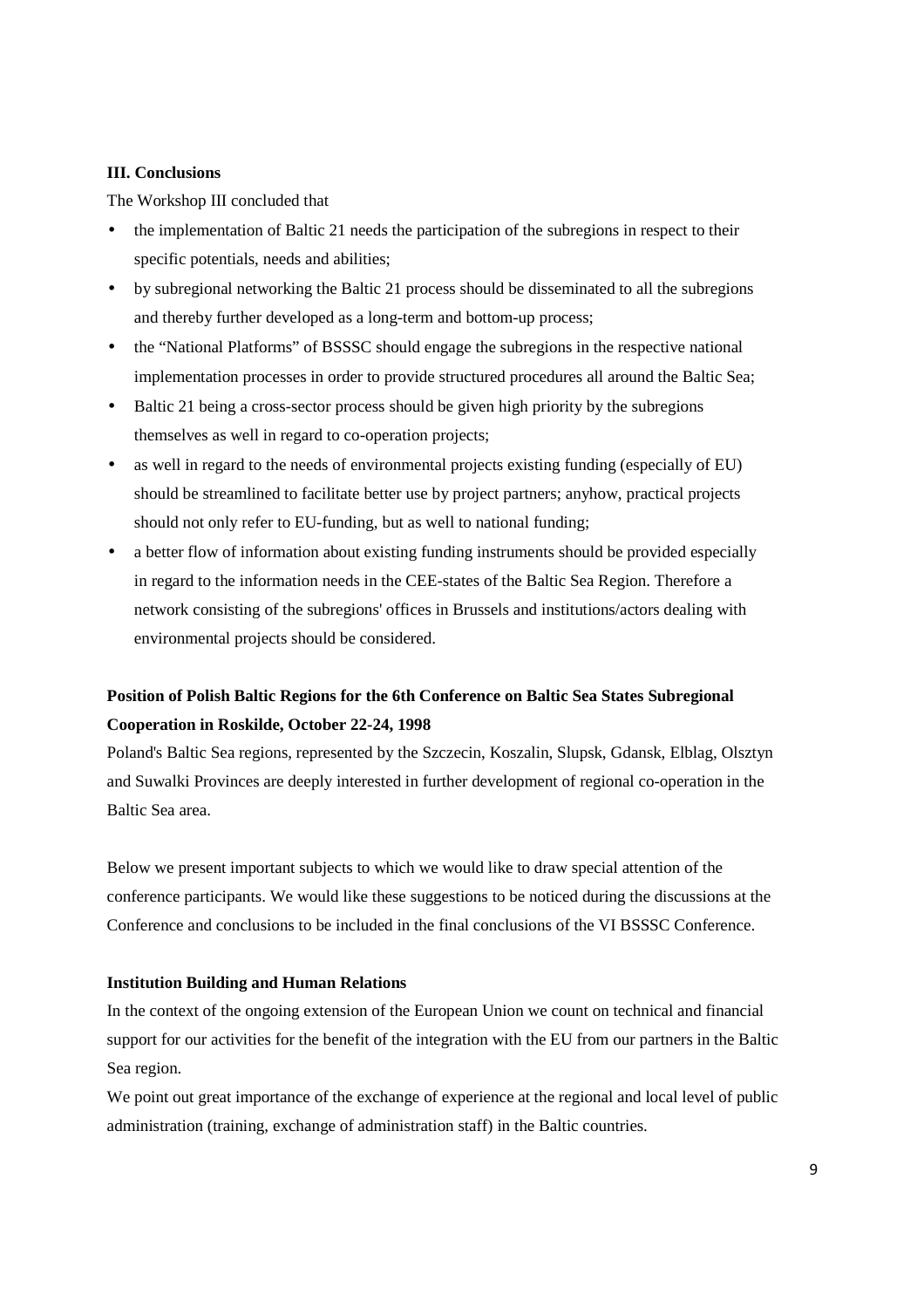**III. Conclusions**

The Workshop III concluded that

- the implementation of Baltic 21 needs the participation of the subregions in respect to their specific potentials, needs and abilities;
- by subregional networking the Baltic 21 process should be disseminated to all the subregions and thereby further developed as a long-term and bottom-up process;
- the "National Platforms" of BSSSC should engage the subregions in the respective national implementation processes in order to provide structured procedures all around the Baltic Sea;
- Baltic 21 being a cross-sector process should be given high priority by the subregions themselves as well in regard to co-operation projects;
- as well in regard to the needs of environmental projects existing funding (especially of EU) should be streamlined to facilitate better use by project partners; anyhow, practical projects should not only refer to EU-funding, but as well to national funding;
- a better flow of information about existing funding instruments should be provided especially in regard to the information needs in the CEE-states of the Baltic Sea Region. Therefore a network consisting of the subregions' offices in Brussels and institutions/actors dealing with environmental projects should be considered.

**Position of Polish Baltic Regions for the 6th Conference on Baltic Sea States Subregional Cooperation in Roskilde, October 22-24, 1998**

Poland's Baltic Sea regions, represented by the Szczecin, Koszalin, Slupsk, Gdansk, Elblag, Olsztyn and Suwalki Provinces are deeply interested in further development of regional co-operation in the Baltic Sea area.

Below we present important subjects to which we would like to draw special attention of the conference participants. We would like these suggestions to be noticed during the discussions at the Conference and conclusions to be included in the final conclusions of the VI BSSSC Conference.

**Institution Building and Human Relations**

In the context of the ongoing extension of the European Union we count on technical and financial support for our activities for the benefit of the integration with the EU from our partners in the Baltic Sea region.

We point out great importance of the exchange of experience at the regional and local level of public administration (training, exchange of administration staff) in the Baltic countries.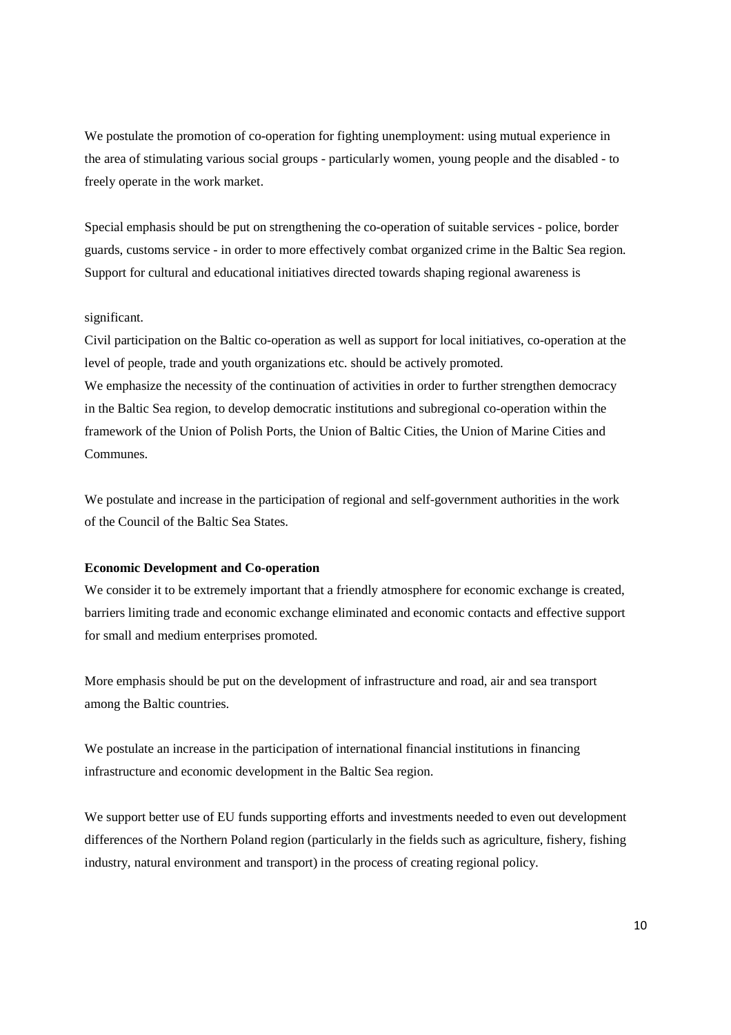We postulate the promotion of co-operation for fighting unemployment: using mutual experience in the area of stimulating various social groups - particularly women, young people and the disabled - to freely operate in the work market.

Special emphasis should be put on strengthening the co-operation of suitable services - police, border guards, customs service - in order to more effectively combat organized crime in the Baltic Sea region. Support for cultural and educational initiatives directed towards shaping regional awareness is significant.

Civil participation on the Baltic co-operation as well as support for local initiatives, co-operation at the level of people, trade and youth organizations etc. should be actively promoted.

We emphasize the necessity of the continuation of activities in order to further strengthen democracy in the Baltic Sea region, to develop democratic institutions and subregional co-operation within the framework of the Union of Polish Ports, the Union of Baltic Cities, the Union of Marine Cities and Communes.

We postulate and increase in the participation of regional and self-government authorities in the work of the Council of the Baltic Sea States.

**Economic Development and Co-operation**

We consider it to be extremely important that a friendly atmosphere for economic exchange is created, barriers limiting trade and economic exchange eliminated and economic contacts and effective support for small and medium enterprises promoted.

More emphasis should be put on the development of infrastructure and road, air and sea transport among the Baltic countries.

We postulate an increase in the participation of international financial institutions in financing infrastructure and economic development in the Baltic Sea region.

We support better use of EU funds supporting efforts and investments needed to even out development differences of the Northern Poland region (particularly in the fields such as agriculture, fishery, fishing industry, natural environment and transport) in the process of creating regional policy.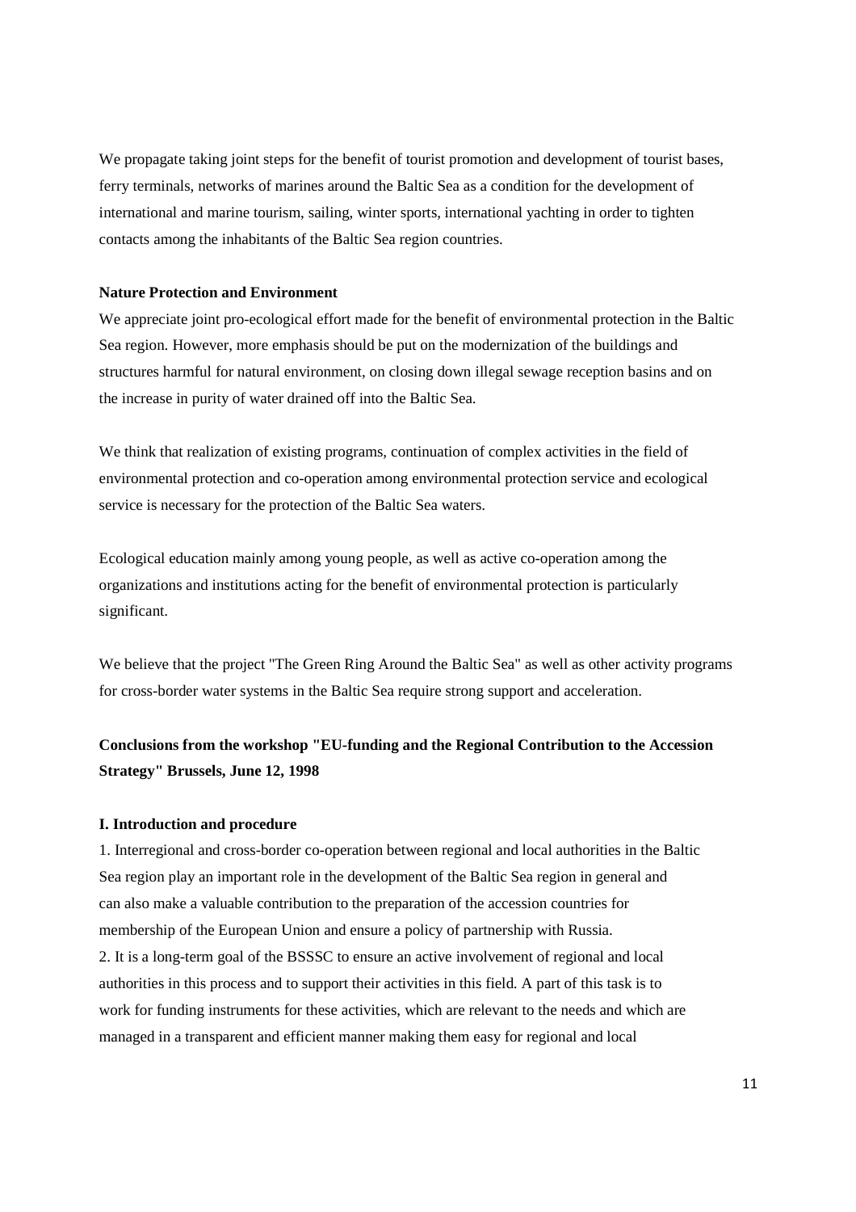We propagate taking joint steps for the benefit of tourist promotion and development of tourist bases, ferry terminals, networks of marines around the Baltic Sea as a condition for the development of international and marine tourism, sailing, winter sports, international yachting in order to tighten contacts among the inhabitants of the Baltic Sea region countries.

**Nature Protection and Environment**

We appreciate joint pro-ecological effort made for the benefit of environmental protection in the Baltic Sea region. However, more emphasis should be put on the modernization of the buildings and structures harmful for natural environment, on closing down illegal sewage reception basins and on the increase in purity of water drained off into the Baltic Sea.

We think that realization of existing programs, continuation of complex activities in the field of environmental protection and co-operation among environmental protection service and ecological service is necessary for the protection of the Baltic Sea waters.

Ecological education mainly among young people, as well as active co-operation among the organizations and institutions acting for the benefit of environmental protection is particularly significant.

We believe that the project "The Green Ring Around the Baltic Sea" as well as other activity programs for cross-border water systems in the Baltic Sea require strong support and acceleration.

## Conclusions from the workshop "EU-funding and the Regional Contribution to the Accession Strategy" Brussels, June 12, 1998

### I. Introduction and procedure

1. Interregional and cross-border co-operation between regional and local authorities in the Baltic Sea region play an important role in the development of the Baltic Sea region in general and can also make a valuable contribution to the preparation of the accession countries for membership of the European Union and ensure a policy of partnership with Russia.
2. It is a long-term goal of the BSSSC to ensure an active involvement of regional and local authorities in this process and to support their activities in this field. A part of this task is to work for funding instruments for these activities, which are relevant to the needs and which are managed in a transparent and efficient manner making them easy for regional and local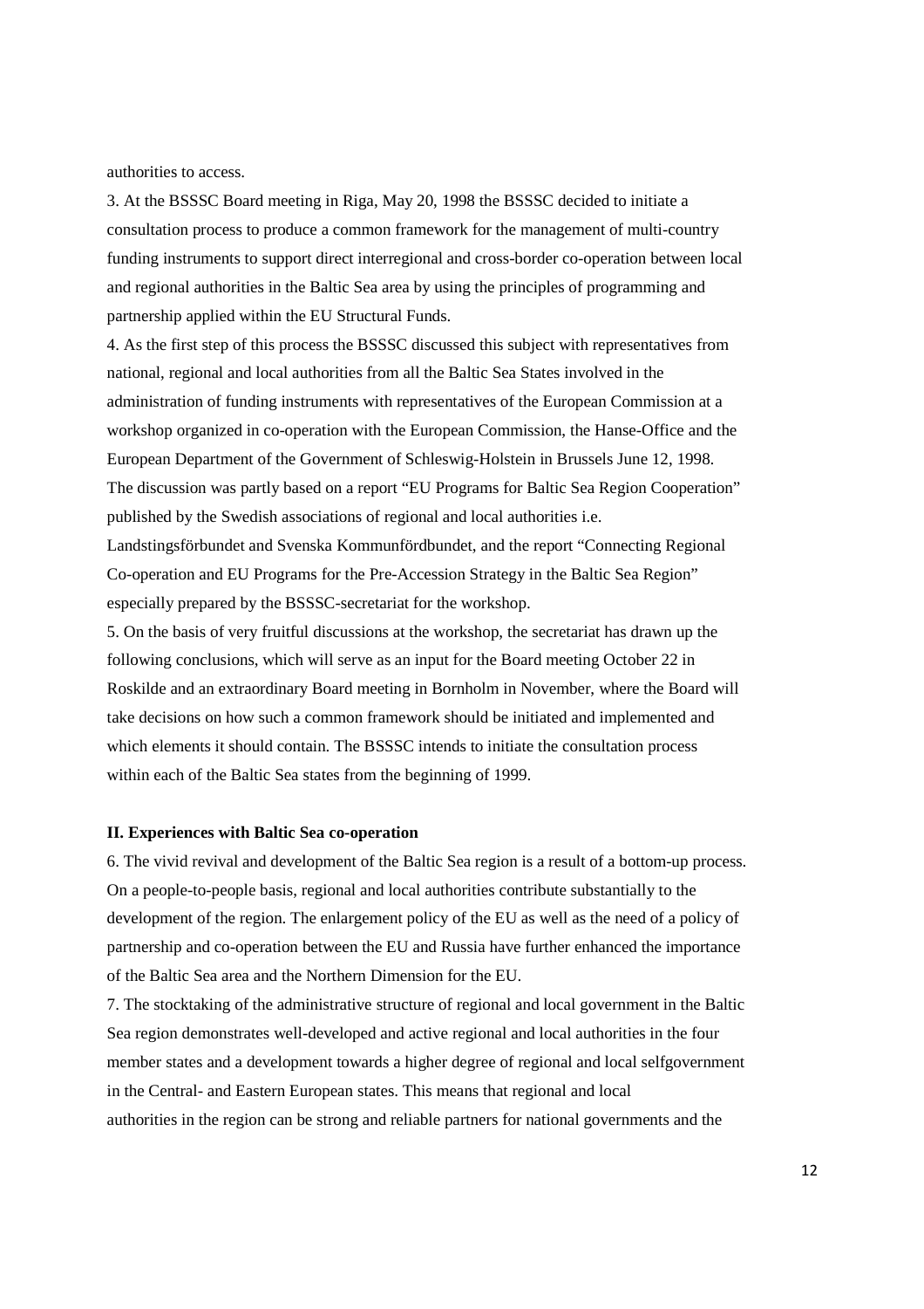authorities to access.

3. At the BSSSC Board meeting in Riga, May 20, 1998 the BSSSC decided to initiate a consultation process to produce a common framework for the management of multi-country funding instruments to support direct interregional and cross-border co-operation between local and regional authorities in the Baltic Sea area by using the principles of programming and partnership applied within the EU Structural Funds.

4. As the first step of this process the BSSSC discussed this subject with representatives from national, regional and local authorities from all the Baltic Sea States involved in the administration of funding instruments with representatives of the European Commission at a workshop organized in co-operation with the European Commission, the Hanse-Office and the European Department of the Government of Schleswig-Holstein in Brussels June 12, 1998. The discussion was partly based on a report "EU Programs for Baltic Sea Region Cooperation" published by the Swedish associations of regional and local authorities i.e. Landstingsförbundet and Svenska Kommunförbundet, and the report "Connecting Regional Co-operation and EU Programs for the Pre-Accession Strategy in the Baltic Sea Region" especially prepared by the BSSSC-secretariat for the workshop.

5. On the basis of very fruitful discussions at the workshop, the secretariat has drawn up the following conclusions, which will serve as an input for the Board meeting October 22 in Roskilde and an extraordinary Board meeting in Bornholm in November, where the Board will take decisions on how such a common framework should be initiated and implemented and which elements it should contain. The BSSSC intends to initiate the consultation process within each of the Baltic Sea states from the beginning of 1999.

**II. Experiences with Baltic Sea co-operation**

6. The vivid revival and development of the Baltic Sea region is a result of a bottom-up process. On a people-to-people basis, regional and local authorities contribute substantially to the development of the region. The enlargement policy of the EU as well as the need of a policy of partnership and co-operation between the EU and Russia have further enhanced the importance of the Baltic Sea area and the Northern Dimension for the EU.

7. The stocktaking of the administrative structure of regional and local government in the Baltic Sea region demonstrates well-developed and active regional and local authorities in the four member states and a development towards a higher degree of regional and local selfgovernment in the Central- and Eastern European states. This means that regional and local authorities in the region can be strong and reliable partners for national governments and the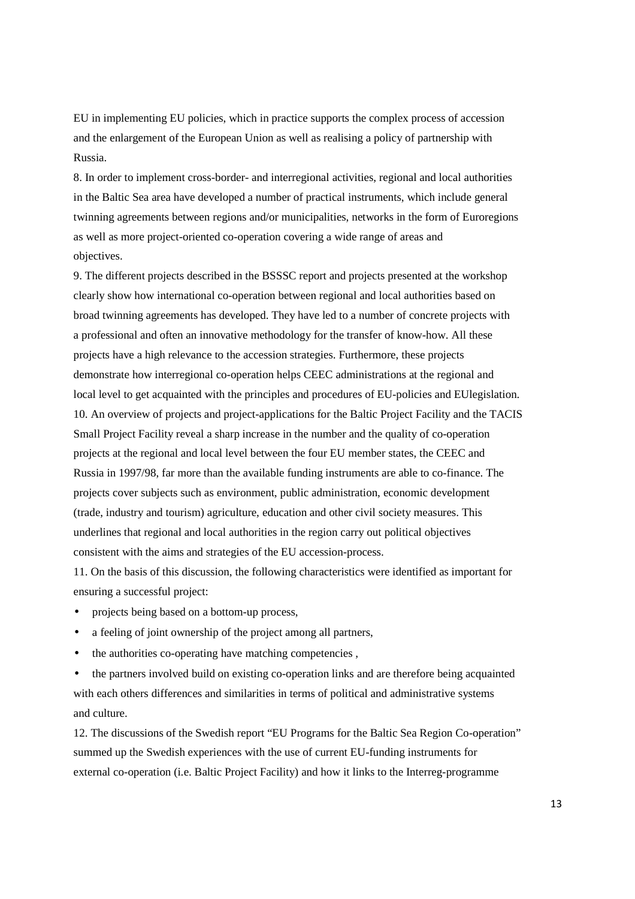EU in implementing EU policies, which in practice supports the complex process of accession and the enlargement of the European Union as well as realising a policy of partnership with Russia.

8. In order to implement cross-border- and interregional activities, regional and local authorities in the Baltic Sea area have developed a number of practical instruments, which include general twinning agreements between regions and/or municipalities, networks in the form of Euroregions as well as more project-oriented co-operation covering a wide range of areas and objectives.

9. The different projects described in the BSSSC report and projects presented at the workshop clearly show how international co-operation between regional and local authorities based on broad twinning agreements has developed. They have led to a number of concrete projects with a professional and often an innovative methodology for the transfer of know-how. All these projects have a high relevance to the accession strategies. Furthermore, these projects demonstrate how interregional co-operation helps CEEC administrations at the regional and local level to get acquainted with the principles and procedures of EU-policies and EUlegislation.

10. An overview of projects and project-applications for the Baltic Project Facility and the TACIS Small Project Facility reveal a sharp increase in the number and the quality of co-operation projects at the regional and local level between the four EU member states, the CEEC and Russia in 1997/98, far more than the available funding instruments are able to co-finance. The projects cover subjects such as environment, public administration, economic development (trade, industry and tourism) agriculture, education and other civil society measures. This underlines that regional and local authorities in the region carry out political objectives consistent with the aims and strategies of the EU accession-process.

11. On the basis of this discussion, the following characteristics were identified as important for ensuring a successful project:

- projects being based on a bottom-up process,
- a feeling of joint ownership of the project among all partners,
- the authorities co-operating have matching competencies ,
- the partners involved build on existing co-operation links and are therefore being acquainted with each others differences and similarities in terms of political and administrative systems and culture.

12. The discussions of the Swedish report "EU Programs for the Baltic Sea Region Co-operation" summed up the Swedish experiences with the use of current EU-funding instruments for external co-operation (i.e. Baltic Project Facility) and how it links to the Interreg-programme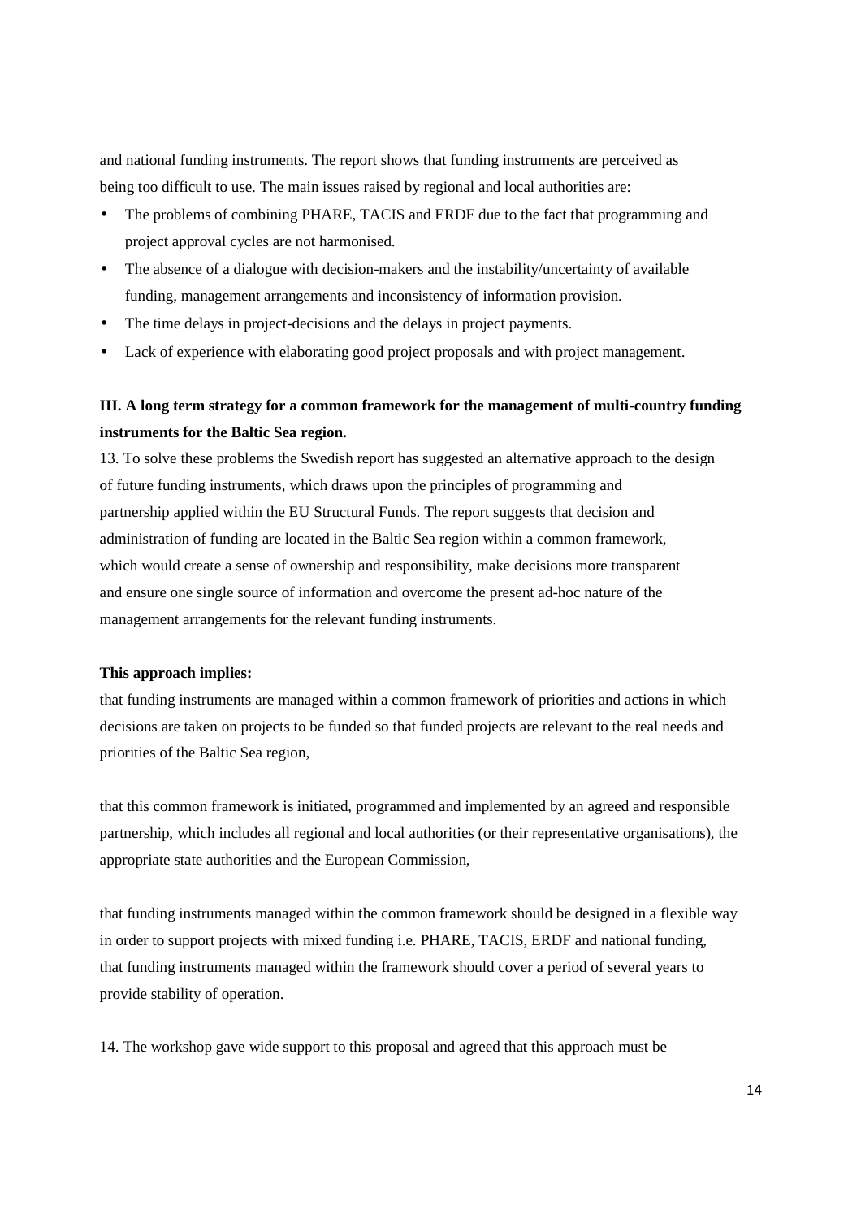and national funding instruments. The report shows that funding instruments are perceived as being too difficult to use. The main issues raised by regional and local authorities are:

- The problems of combining PHARE, TACIS and ERDF due to the fact that programming and project approval cycles are not harmonised.
- The absence of a dialogue with decision-makers and the instability/uncertainty of available funding, management arrangements and inconsistency of information provision.
- The time delays in project-decisions and the delays in project payments.
- Lack of experience with elaborating good project proposals and with project management.

### III. A long term strategy for a common framework for the management of multi-country funding instruments for the Baltic Sea region.

13. To solve these problems the Swedish report has suggested an alternative approach to the design of future funding instruments, which draws upon the principles of programming and partnership applied within the EU Structural Funds. The report suggests that decision and administration of funding are located in the Baltic Sea region within a common framework, which would create a sense of ownership and responsibility, make decisions more transparent and ensure one single source of information and overcome the present ad-hoc nature of the management arrangements for the relevant funding instruments.

**This approach implies:**

that funding instruments are managed within a common framework of priorities and actions in which decisions are taken on projects to be funded so that funded projects are relevant to the real needs and priorities of the Baltic Sea region,

that this common framework is initiated, programmed and implemented by an agreed and responsible partnership, which includes all regional and local authorities (or their representative organisations), the appropriate state authorities and the European Commission,

that funding instruments managed within the common framework should be designed in a flexible way in order to support projects with mixed funding i.e. PHARE, TACIS, ERDF and national funding, that funding instruments managed within the framework should cover a period of several years to provide stability of operation.

14. The workshop gave wide support to this proposal and agreed that this approach must be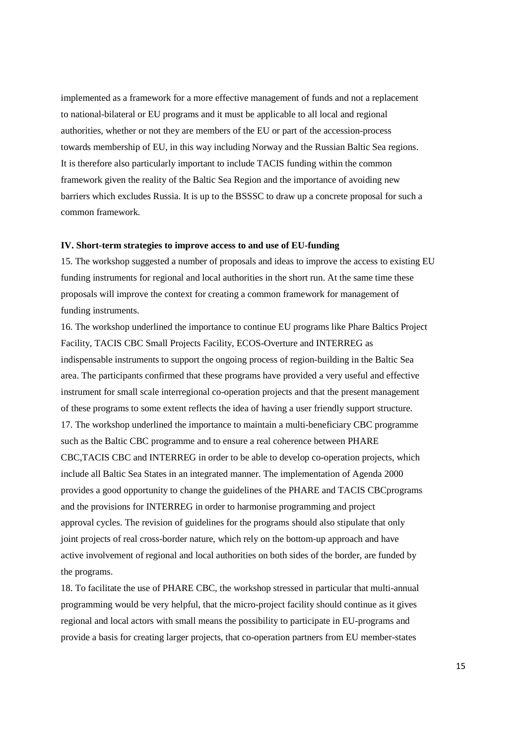implemented as a framework for a more effective management of funds and not a replacement to national-bilateral or EU programs and it must be applicable to all local and regional authorities, whether or not they are members of the EU or part of the accession-process towards membership of EU, in this way including Norway and the Russian Baltic Sea regions. It is therefore also particularly important to include TACIS funding within the common framework given the reality of the Baltic Sea Region and the importance of avoiding new barriers which excludes Russia. It is up to the BSSSC to draw up a concrete proposal for such a common framework.

### IV. Short-term strategies to improve access to and use of EU-funding

15. The workshop suggested a number of proposals and ideas to improve the access to existing EU funding instruments for regional and local authorities in the short run. At the same time these proposals will improve the context for creating a common framework for management of funding instruments.

16. The workshop underlined the importance to continue EU programs like Phare Baltics Project Facility, TACIS CBC Small Projects Facility, ECOS-Overture and INTERREG as indispensable instruments to support the ongoing process of region-building in the Baltic Sea area. The participants confirmed that these programs have provided a very useful and effective instrument for small scale interregional co-operation projects and that the present management of these programs to some extent reflects the idea of having a user friendly support structure.

17. The workshop underlined the importance to maintain a multi-beneficiary CBC programme such as the Baltic CBC programme and to ensure a real coherence between PHARE CBC,TACIS CBC and INTERREG in order to be able to develop co-operation projects, which include all Baltic Sea States in an integrated manner. The implementation of Agenda 2000 provides a good opportunity to change the guidelines of the PHARE and TACIS CBCprograms and the provisions for INTERREG in order to harmonise programming and project approval cycles. The revision of guidelines for the programs should also stipulate that only joint projects of real cross-border nature, which rely on the bottom-up approach and have active involvement of regional and local authorities on both sides of the border, are funded by the programs.

18. To facilitate the use of PHARE CBC, the workshop stressed in particular that multi-annual programming would be very helpful, that the micro-project facility should continue as it gives regional and local actors with small means the possibility to participate in EU-programs and provide a basis for creating larger projects, that co-operation partners from EU member-states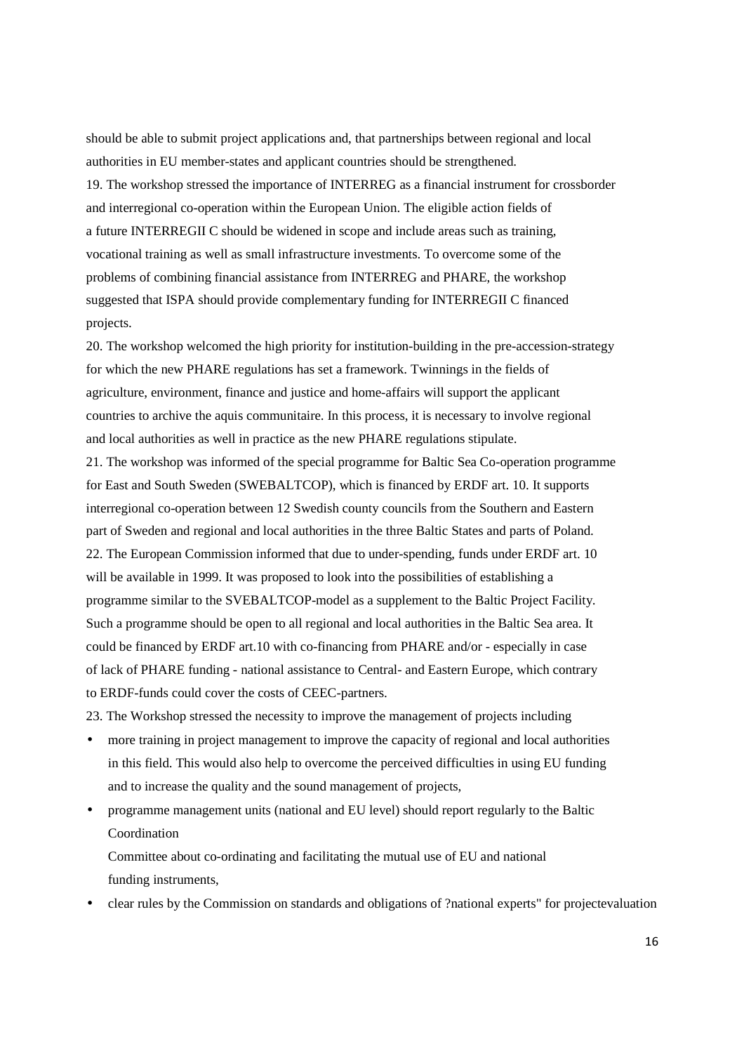should be able to submit project applications and, that partnerships between regional and local authorities in EU member-states and applicant countries should be strengthened.

19. The workshop stressed the importance of INTERREG as a financial instrument for crossborder and interregional co-operation within the European Union. The eligible action fields of a future INTERREGII C should be widened in scope and include areas such as training, vocational training as well as small infrastructure investments. To overcome some of the problems of combining financial assistance from INTERREG and PHARE, the workshop suggested that ISPA should provide complementary funding for INTERREGII C financed projects.

20. The workshop welcomed the high priority for institution-building in the pre-accession-strategy for which the new PHARE regulations has set a framework. Twinnings in the fields of agriculture, environment, finance and justice and home-affairs will support the applicant countries to archive the aquis communitaire. In this process, it is necessary to involve regional and local authorities as well in practice as the new PHARE regulations stipulate.

21. The workshop was informed of the special programme for Baltic Sea Co-operation programme for East and South Sweden (SWEBALTCOP), which is financed by ERDF art. 10. It supports interregional co-operation between 12 Swedish county councils from the Southern and Eastern part of Sweden and regional and local authorities in the three Baltic States and parts of Poland.

22. The European Commission informed that due to under-spending, funds under ERDF art. 10 will be available in 1999. It was proposed to look into the possibilities of establishing a programme similar to the SVEBALTCOP-model as a supplement to the Baltic Project Facility. Such a programme should be open to all regional and local authorities in the Baltic Sea area. It could be financed by ERDF art.10 with co-financing from PHARE and/or - especially in case of lack of PHARE funding - national assistance to Central- and Eastern Europe, which contrary to ERDF-funds could cover the costs of CEEC-partners.

23. The Workshop stressed the necessity to improve the management of projects including

- more training in project management to improve the capacity of regional and local authorities in this field. This would also help to overcome the perceived difficulties in using EU funding and to increase the quality and the sound management of projects,
- programme management units (national and EU level) should report regularly to the Baltic Coordination
  Committee about co-ordinating and facilitating the mutual use of EU and national funding instruments,
- clear rules by the Commission on standards and obligations of ?national experts" for projectevaluation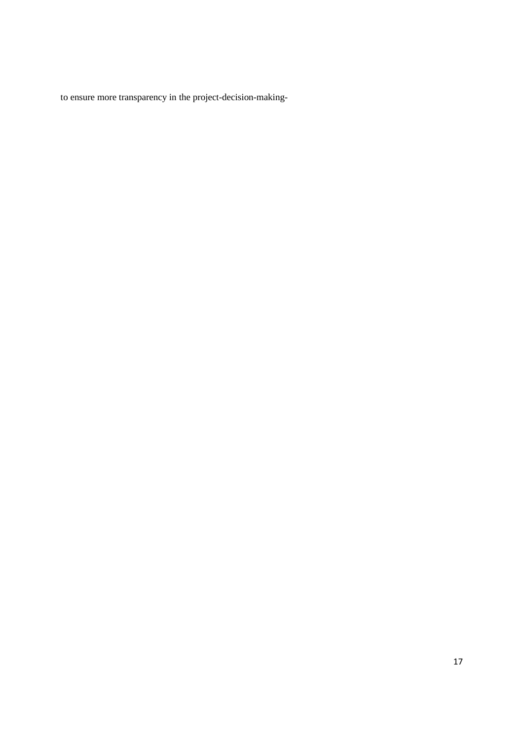to ensure more transparency in the project-decision-making-